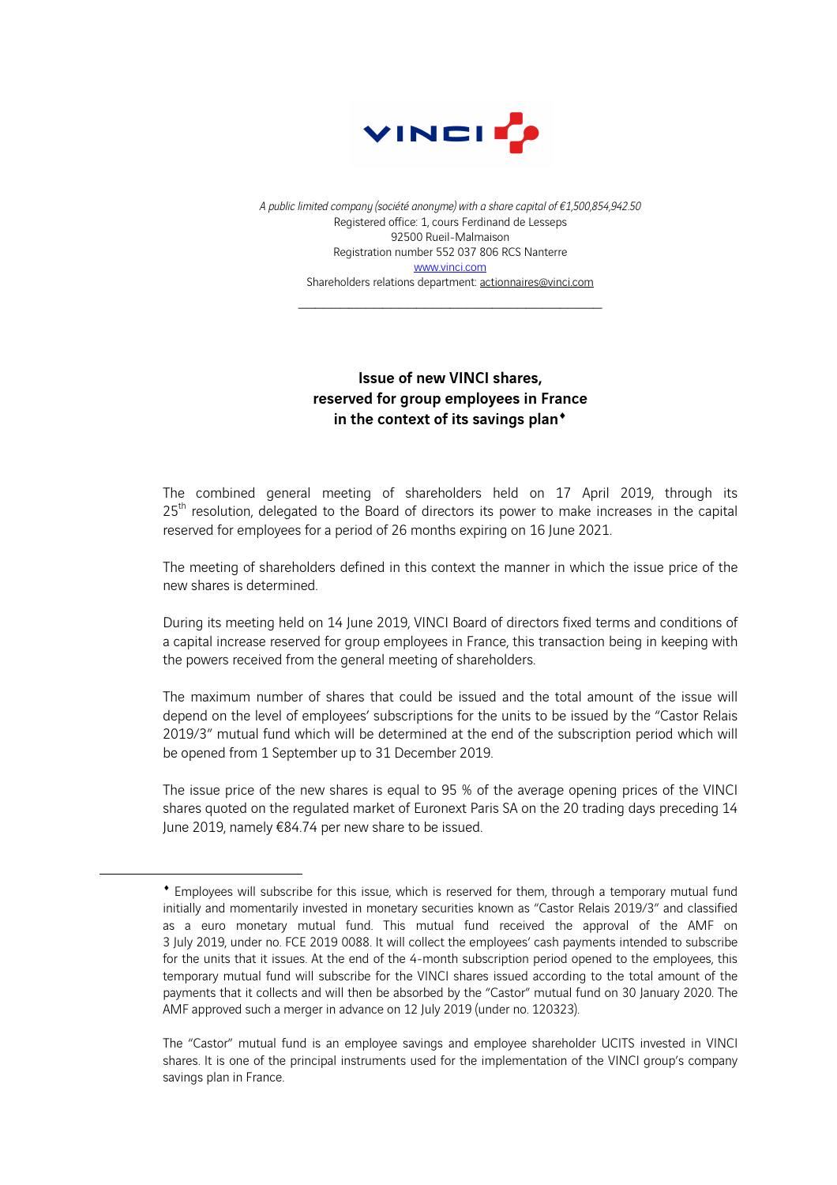*A public limited company (société anonyme) with a share capital of €1,500,854,942.50*
Registered office: 1, cours Ferdinand de Lesseps
92500 Rueil-Malmaison
Registration number 552 037 806 RCS Nanterre
www.vinci.com
Shareholders relations department: actionnaires@vinci.com

---

## Issue of new VINCI shares, reserved for group employees in France in the context of its savings plan♦

The combined general meeting of shareholders held on 17 April 2019, through its 25th resolution, delegated to the Board of directors its power to make increases in the capital reserved for employees for a period of 26 months expiring on 16 June 2021.

The meeting of shareholders defined in this context the manner in which the issue price of the new shares is determined.

During its meeting held on 14 June 2019, VINCI Board of directors fixed terms and conditions of a capital increase reserved for group employees in France, this transaction being in keeping with the powers received from the general meeting of shareholders.

The maximum number of shares that could be issued and the total amount of the issue will depend on the level of employees' subscriptions for the units to be issued by the "Castor Relais 2019/3" mutual fund which will be determined at the end of the subscription period which will be opened from 1 September up to 31 December 2019.

The issue price of the new shares is equal to 95 % of the average opening prices of the VINCI shares quoted on the regulated market of Euronext Paris SA on the 20 trading days preceding 14 June 2019, namely €84.74 per new share to be issued.

---

♦ Employees will subscribe for this issue, which is reserved for them, through a temporary mutual fund initially and momentarily invested in monetary securities known as "Castor Relais 2019/3" and classified as a euro monetary mutual fund. This mutual fund received the approval of the AMF on 3 July 2019, under no. FCE 2019 0088. It will collect the employees' cash payments intended to subscribe for the units that it issues. At the end of the 4-month subscription period opened to the employees, this temporary mutual fund will subscribe for the VINCI shares issued according to the total amount of the payments that it collects and will then be absorbed by the "Castor" mutual fund on 30 January 2020. The AMF approved such a merger in advance on 12 July 2019 (under no. 120323).

The "Castor" mutual fund is an employee savings and employee shareholder UCITS invested in VINCI shares. It is one of the principal instruments used for the implementation of the VINCI group's company savings plan in France.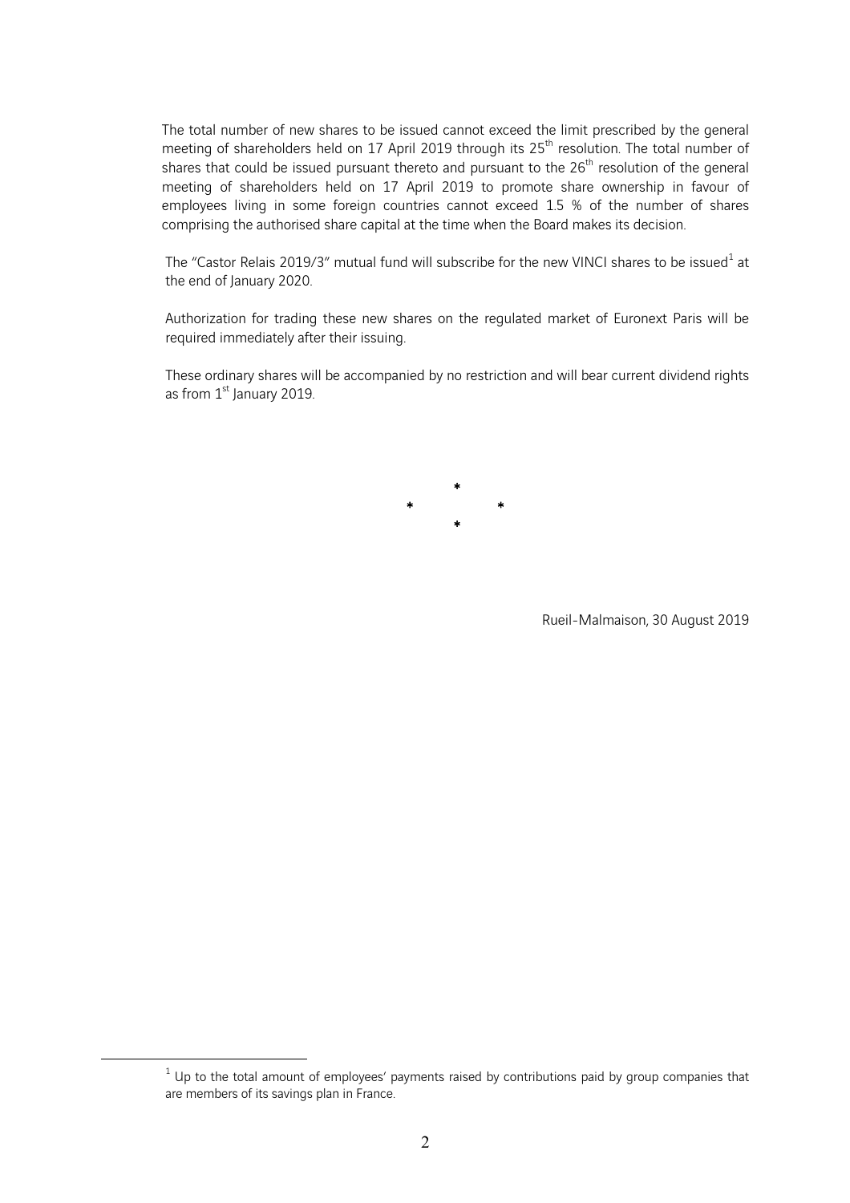The total number of new shares to be issued cannot exceed the limit prescribed by the general meeting of shareholders held on 17 April 2019 through its 25th resolution. The total number of shares that could be issued pursuant thereto and pursuant to the 26th resolution of the general meeting of shareholders held on 17 April 2019 to promote share ownership in favour of employees living in some foreign countries cannot exceed 1.5 % of the number of shares comprising the authorised share capital at the time when the Board makes its decision.

The "Castor Relais 2019/3" mutual fund will subscribe for the new VINCI shares to be issued[1] at the end of January 2020.

Authorization for trading these new shares on the regulated market of Euronext Paris will be required immediately after their issuing.

These ordinary shares will be accompanied by no restriction and will bear current dividend rights as from 1st January 2019.

*

\*   \*

*

Rueil-Malmaison, 30 August 2019

---

[1] Up to the total amount of employees' payments raised by contributions paid by group companies that are members of its savings plan in France.